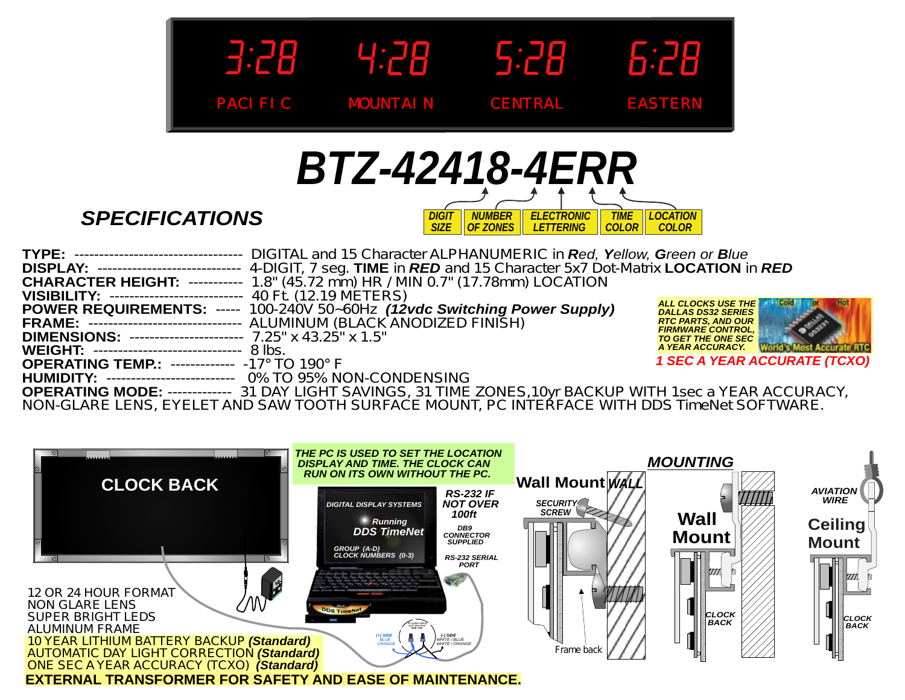3:28 PACIFIC | 4:28 MOUNTAIN | 5:28 CENTRAL | 6:28 EASTERN

# BTZ-42418-4ERR

DIGIT SIZE | NUMBER OF ZONES | ELECTRONIC LETTERING | TIME COLOR | LOCATION COLOR

## SPECIFICATIONS

**TYPE:** ---------------------------------- DIGITAL and 15 Character ALPHANUMERIC in ***R**ed*, ***Y**ellow*, ***G**reen or **B**lue*
**DISPLAY:** ----------------------------- 4-DIGIT, 7 seg. **TIME** in ***RED*** and 15 Character 5x7 Dot-Matrix **LOCATION** in ***RED***
**CHARACTER HEIGHT:** ----------- 1.8" (45.72 mm) HR / MIN 0.7" (17.78mm) LOCATION
**VISIBILITY:** -------------------------- 40 Ft. (12.19 METERS)
**POWER REQUIREMENTS:** ----- 100-240V 50~60Hz ***(12vdc Switching Power Supply)***
**FRAME:** ------------------------------- ALUMINUM (BLACK ANODIZED FINISH)
**DIMENSIONS:** ----------------------- 7.25" x 43.25" x 1.5"
**WEIGHT:** ------------------------------ 8 lbs.
**OPERATING TEMP.:** ------------- -17° TO 190° F
**HUMIDITY:** ------------------------- 0% TO 95% NON-CONDENSING
**OPERATING MODE:** ------------- 31 DAY LIGHT SAVINGS, 31 TIME ZONES,10yr BACKUP WITH 1sec a YEAR ACCURACY, NON-GLARE LENS, EYELET AND SAW TOOTH SURFACE MOUNT, PC INTERFACE WITH DDS TimeNet SOFTWARE.

***ALL CLOCKS USE THE DALLAS DS32 SERIES RTC PARTS, AND OUR FIRMWARE CONTROL, TO GET THE ONE SEC A YEAR ACCURACY.***

Cold or Hot — World's Most Accurate RTC

***1 SEC A YEAR ACCURATE (TCXO)***

CLOCK BACK

***THE PC IS USED TO SET THE LOCATION DISPLAY AND TIME. THE CLOCK CAN RUN ON ITS OWN WITHOUT THE PC.***

DIGITAL DISPLAY SYSTEMS — Running DDS TimeNet — GROUP (A-D) CLOCK NUMBERS (0-3)

RS-232 IF NOT OVER 100ft

DB9 CONNECTOR SUPPLIED

RS-232 SERIAL PORT

(+) SIDE BLUE ORANGE — (-) SIDE WHITE / BLUE WHITE / ORANGE

12 OR 24 HOUR FORMAT
NON GLARE LENS
SUPER BRIGHT LEDS
ALUMINUM FRAME
10 YEAR LITHIUM BATTERY BACKUP ***(Standard)***
AUTOMATIC DAY LIGHT CORRECTION ***(Standard)***
ONE SEC A YEAR ACCURACY (TCXO) ***(Standard)***
**EXTERNAL TRANSFORMER FOR SAFETY AND EASE OF MAINTENANCE.**

### MOUNTING

**Wall Mount** — WALL — SECURITY SCREW — Frame back

**Wall Mount** — CLOCK BACK

AVIATION WIRE — **Ceiling Mount** — CLOCK BACK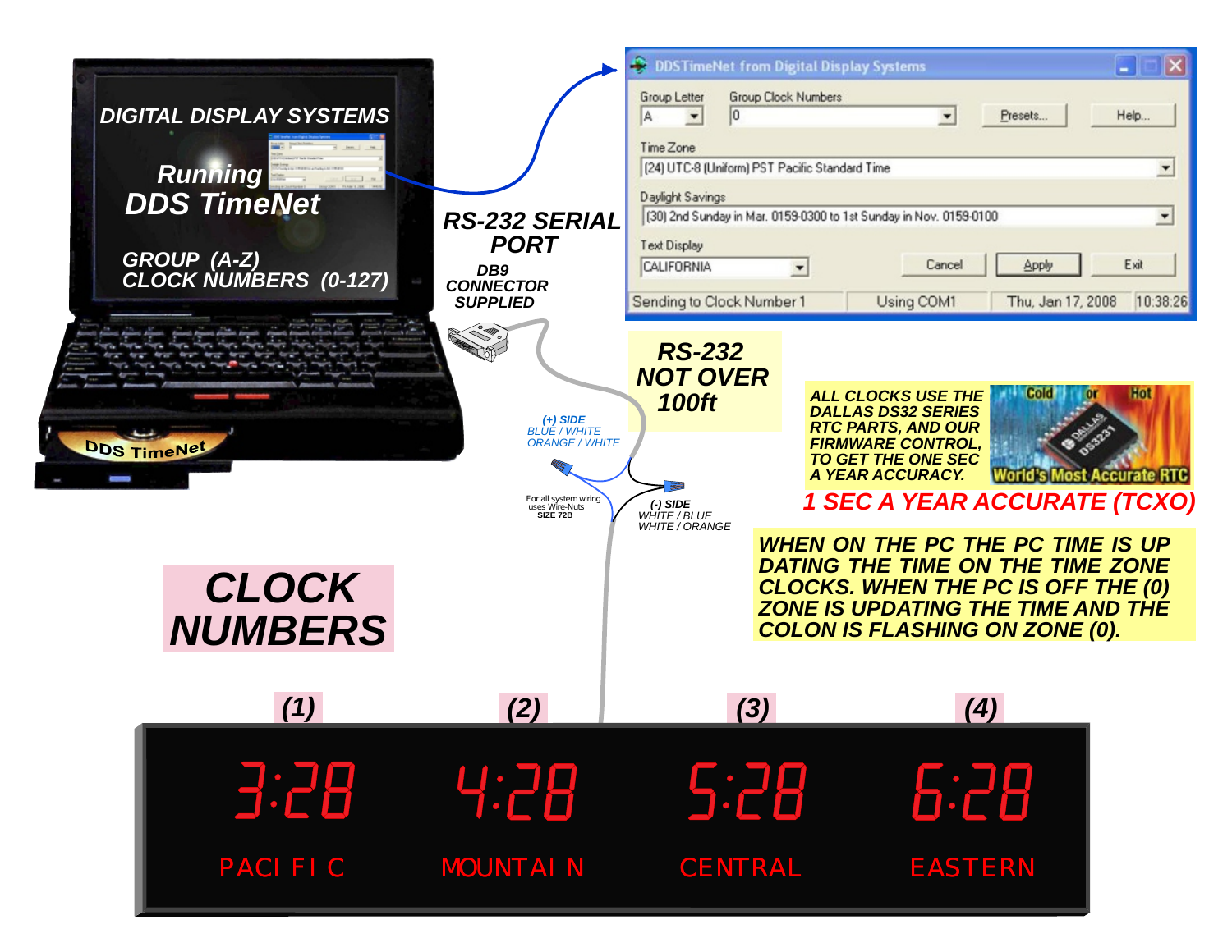DIGITAL DISPLAY SYSTEMS

Running DDS TimeNet

GROUP (A-Z)
CLOCK NUMBERS (0-127)

RS-232 SERIAL PORT

DB9 CONNECTOR SUPPLIED

DDSTimeNet from Digital Display Systems

Group Letter: A
Group Clock Numbers: 0
Presets...
Help...
Time Zone: (24) UTC-8 (Uniform) PST Pacific Standard Time
Daylight Savings: (30) 2nd Sunday in Mar. 0159-0300 to 1st Sunday in Nov. 0159-0100
Text Display: CALIFORNIA
Cancel
Apply
Exit
Sending to Clock Number 1 | Using COM1 | Thu, Jan 17, 2008 | 10:38:26

RS-232 NOT OVER 100ft

(+) SIDE
BLUE / WHITE
ORANGE / WHITE

For all system wiring uses Wire-Nuts SIZE 72B

(-) SIDE
WHITE / BLUE
WHITE / ORANGE

ALL CLOCKS USE THE DALLAS DS32 SERIES RTC PARTS, AND OUR FIRMWARE CONTROL, TO GET THE ONE SEC A YEAR ACCURACY.

Cold or Hot
World's Most Accurate RTC

1 SEC A YEAR ACCURATE (TCXO)

WHEN ON THE PC THE PC TIME IS UP DATING THE TIME ON THE TIME ZONE CLOCKS. WHEN THE PC IS OFF THE (0) ZONE IS UPDATING THE TIME AND THE COLON IS FLASHING ON ZONE (0).

CLOCK NUMBERS

(1) 3:28 PACIFIC

(2) 4:28 MOUNTAIN

(3) 5:28 CENTRAL

(4) 6:28 EASTERN